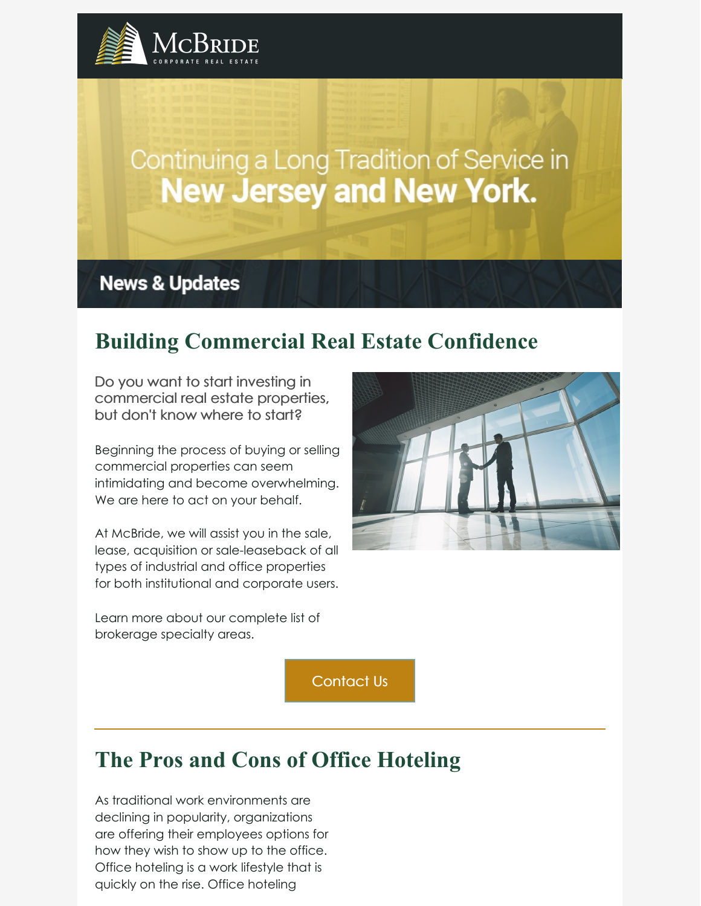McBride
CORPORATE REAL ESTATE

Continuing a Long Tradition of Service in
**New Jersey and New York.**

**News & Updates**

## Building Commercial Real Estate Confidence

Do you want to start investing in commercial real estate properties, but don't know where to start?

Beginning the process of buying or selling commercial properties can seem intimidating and become overwhelming. We are here to act on your behalf.

At McBride, we will assist you in the sale, lease, acquisition or sale-leaseback of all types of industrial and office properties for both institutional and corporate users.

Learn more about our complete list of brokerage specialty areas.

Contact Us

---

## The Pros and Cons of Office Hoteling

As traditional work environments are declining in popularity, organizations are offering their employees options for how they wish to show up to the office. Office hoteling is a work lifestyle that is quickly on the rise. Office hoteling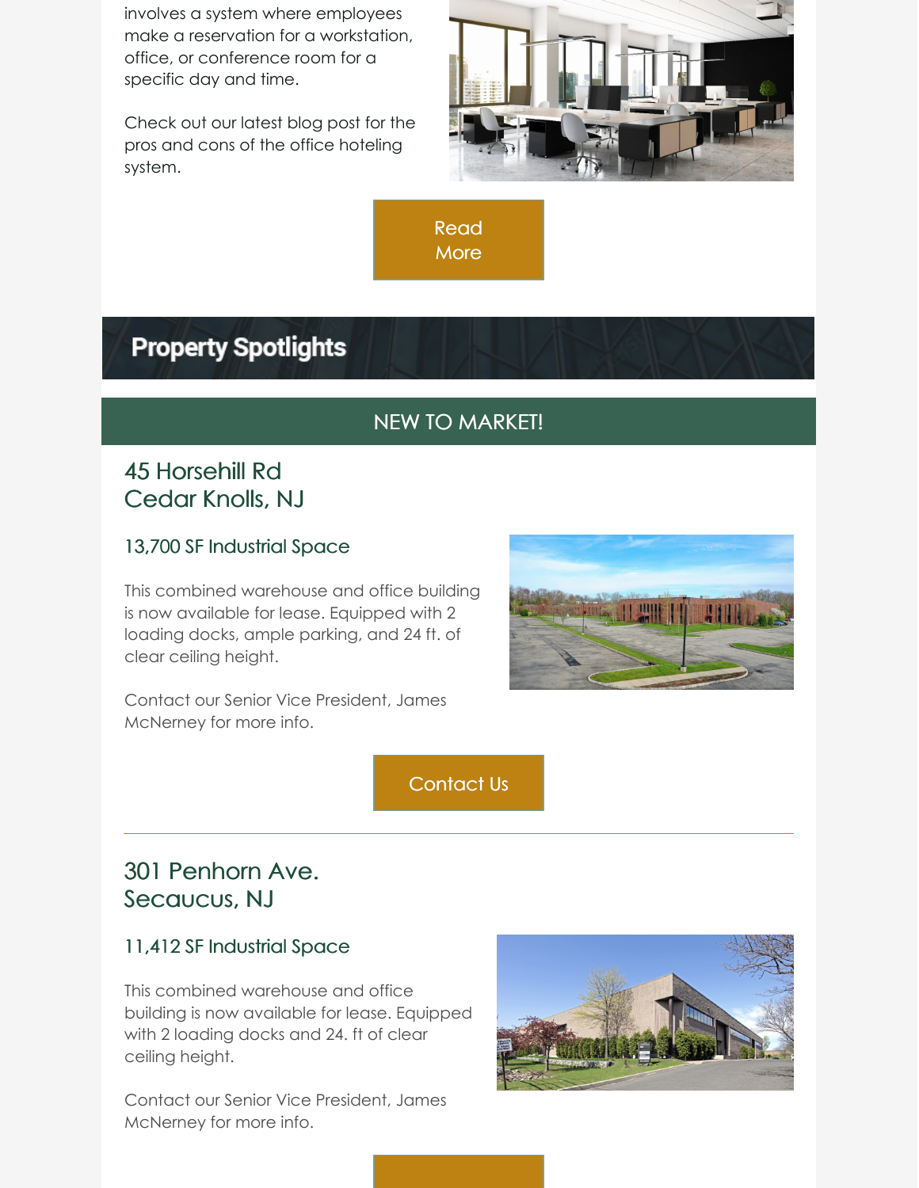involves a system where employees make a reservation for a workstation, office, or conference room for a specific day and time.

Check out our latest blog post for the pros and cons of the office hoteling system.

Read More

## Property Spotlights

### NEW TO MARKET!

### 45 Horsehill Rd
### Cedar Knolls, NJ

#### 13,700 SF Industrial Space

This combined warehouse and office building is now available for lease. Equipped with 2 loading docks, ample parking, and 24 ft. of clear ceiling height.

Contact our Senior Vice President, James McNerney for more info.

Contact Us

---

### 301 Penhorn Ave.
### Secaucus, NJ

#### 11,412 SF Industrial Space

This combined warehouse and office building is now available for lease. Equipped with 2 loading docks and 24. ft of clear ceiling height.

Contact our Senior Vice President, James McNerney for more info.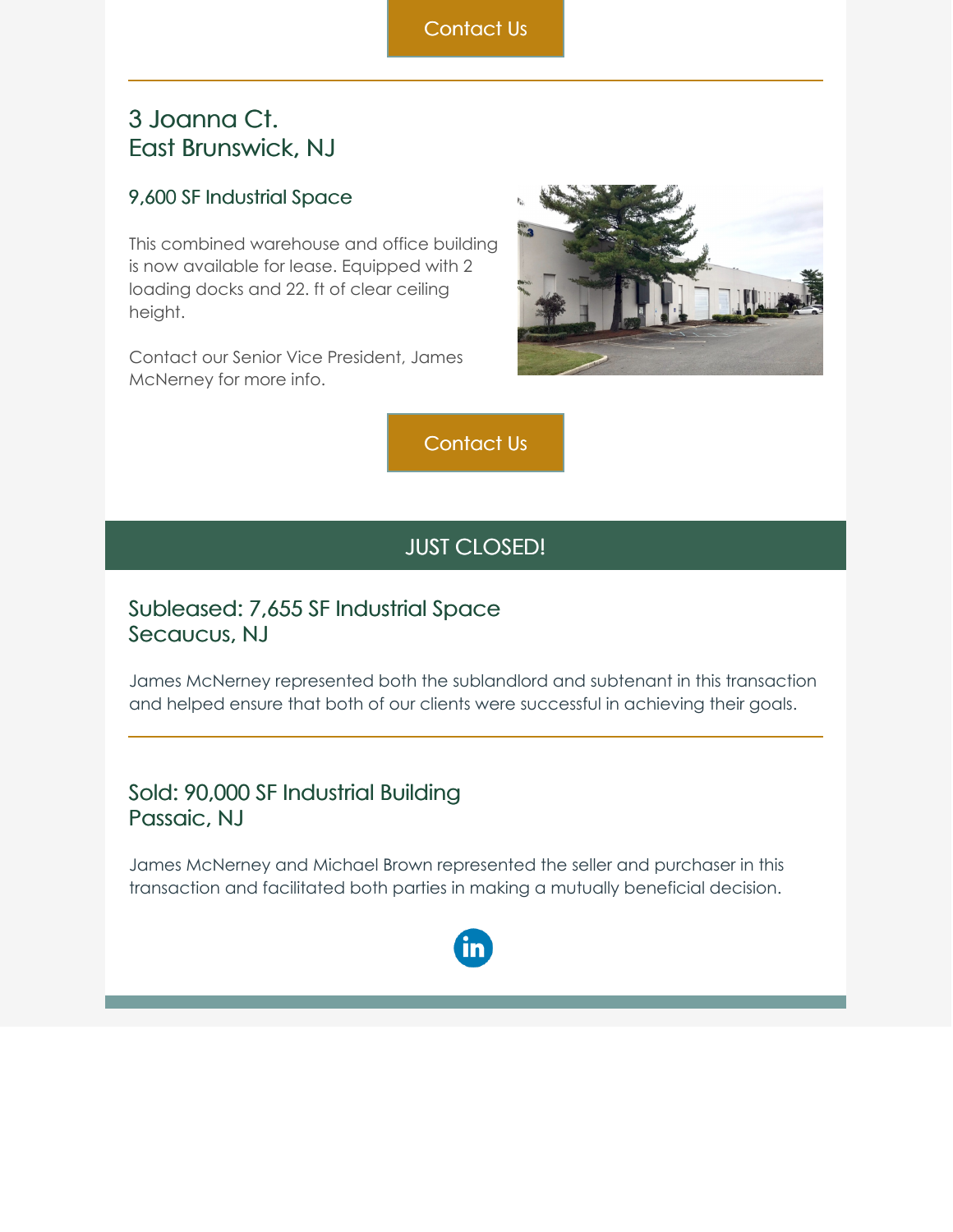Contact Us

## 3 Joanna Ct.
## East Brunswick, NJ

### 9,600 SF Industrial Space

This combined warehouse and office building is now available for lease. Equipped with 2 loading docks and 22. ft of clear ceiling height.

Contact our Senior Vice President, James McNerney for more info.

Contact Us

## JUST CLOSED!

### Subleased: 7,655 SF Industrial Space
### Secaucus, NJ

James McNerney represented both the sublandlord and subtenant in this transaction and helped ensure that both of our clients were successful in achieving their goals.

### Sold: 90,000 SF Industrial Building
### Passaic, NJ

James McNerney and Michael Brown represented the seller and purchaser in this transaction and facilitated both parties in making a mutually beneficial decision.